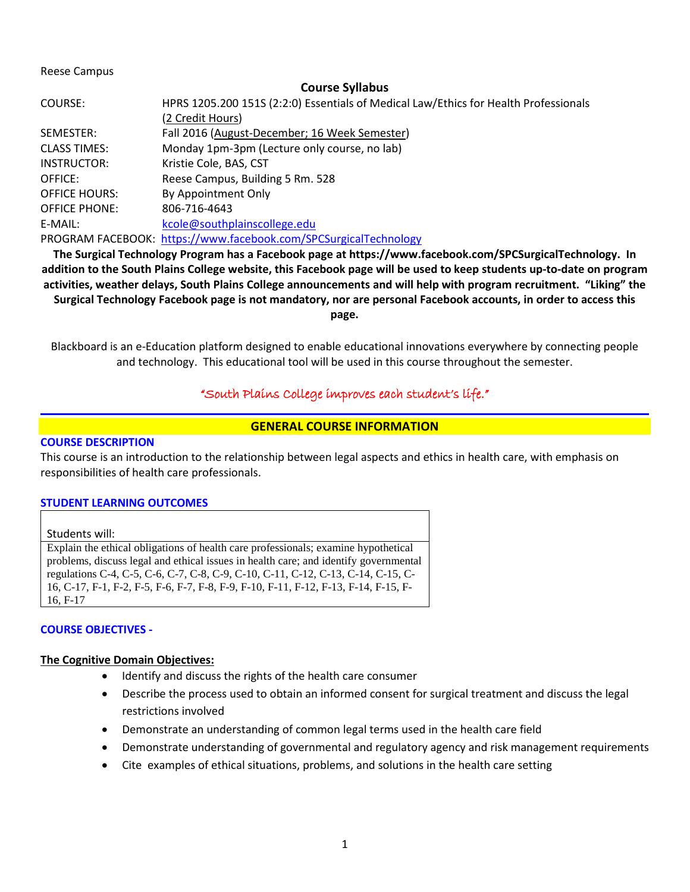Reese Campus

## Course Syllabus

| | |
|---|---|
| COURSE: | HPRS 1205.200 151S (2:2:0) Essentials of Medical Law/Ethics for Health Professionals (2 Credit Hours) |
| SEMESTER: | Fall 2016 (August-December; 16 Week Semester) |
| CLASS TIMES: | Monday 1pm-3pm (Lecture only course, no lab) |
| INSTRUCTOR: | Kristie Cole, BAS, CST |
| OFFICE: | Reese Campus, Building 5 Rm. 528 |
| OFFICE HOURS: | By Appointment Only |
| OFFICE PHONE: | 806-716-4643 |
| E-MAIL: | kcole@southplainscollege.edu |
| PROGRAM FACEBOOK: | https://www.facebook.com/SPCSurgicalTechnology |

**The Surgical Technology Program has a Facebook page at https://www.facebook.com/SPCSurgicalTechnology. In addition to the South Plains College website, this Facebook page will be used to keep students up-to-date on program activities, weather delays, South Plains College announcements and will help with program recruitment. "Liking" the Surgical Technology Facebook page is not mandatory, nor are personal Facebook accounts, in order to access this page.**

Blackboard is an e-Education platform designed to enable educational innovations everywhere by connecting people and technology. This educational tool will be used in this course throughout the semester.

*"South Plains College improves each student's life."*

## GENERAL COURSE INFORMATION

### COURSE DESCRIPTION

This course is an introduction to the relationship between legal aspects and ethics in health care, with emphasis on responsibilities of health care professionals.

### STUDENT LEARNING OUTCOMES

| Students will: |
|---|
| Explain the ethical obligations of health care professionals; examine hypothetical problems, discuss legal and ethical issues in health care; and identify governmental regulations C-4, C-5, C-6, C-7, C-8, C-9, C-10, C-11, C-12, C-13, C-14, C-15, C-16, C-17, F-1, F-2, F-5, F-6, F-7, F-8, F-9, F-10, F-11, F-12, F-13, F-14, F-15, F-16, F-17 |

### COURSE OBJECTIVES -

**The Cognitive Domain Objectives:**

- Identify and discuss the rights of the health care consumer
- Describe the process used to obtain an informed consent for surgical treatment and discuss the legal restrictions involved
- Demonstrate an understanding of common legal terms used in the health care field
- Demonstrate understanding of governmental and regulatory agency and risk management requirements
- Cite examples of ethical situations, problems, and solutions in the health care setting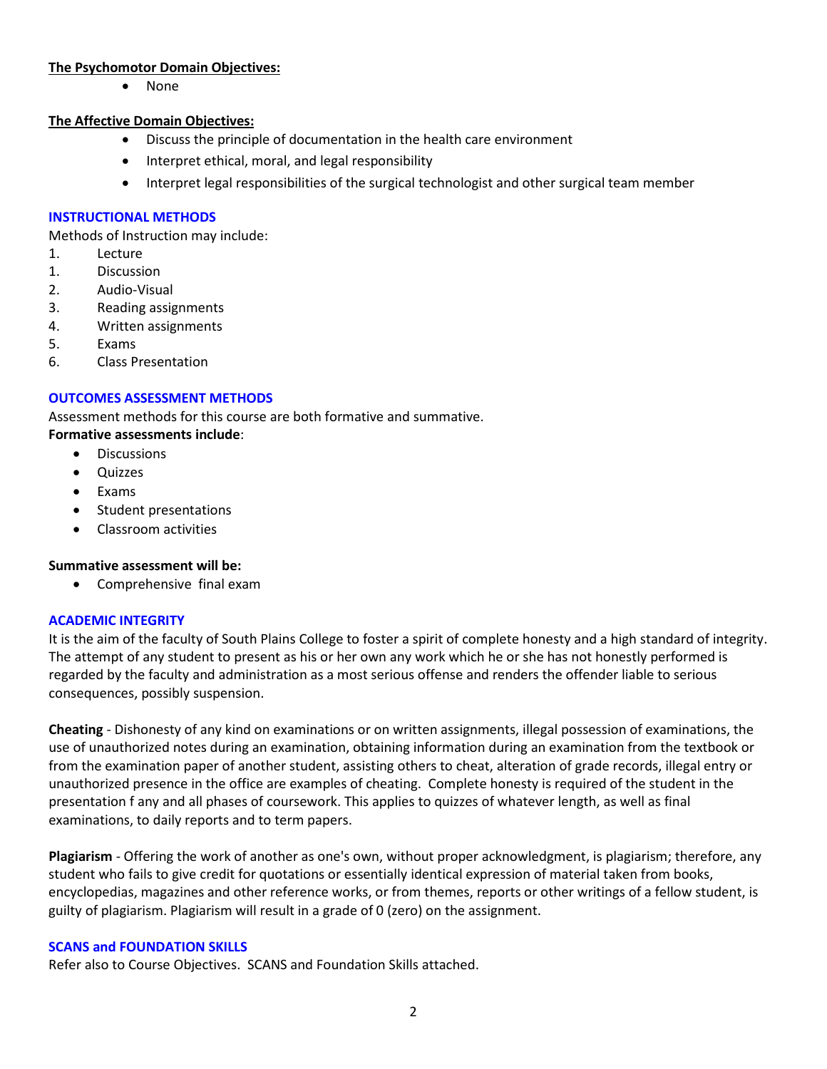**The Psychomotor Domain Objectives:**

- None

**The Affective Domain Objectives:**

- Discuss the principle of documentation in the health care environment
- Interpret ethical, moral, and legal responsibility
- Interpret legal responsibilities of the surgical technologist and other surgical team member

## INSTRUCTIONAL METHODS

Methods of Instruction may include:

1. Lecture
1. Discussion
2. Audio-Visual
3. Reading assignments
4. Written assignments
5. Exams
6. Class Presentation

## OUTCOMES ASSESSMENT METHODS

Assessment methods for this course are both formative and summative.

**Formative assessments include**:

- Discussions
- Quizzes
- Exams
- Student presentations
- Classroom activities

**Summative assessment will be:**

- Comprehensive final exam

## ACADEMIC INTEGRITY

It is the aim of the faculty of South Plains College to foster a spirit of complete honesty and a high standard of integrity. The attempt of any student to present as his or her own any work which he or she has not honestly performed is regarded by the faculty and administration as a most serious offense and renders the offender liable to serious consequences, possibly suspension.

**Cheating** - Dishonesty of any kind on examinations or on written assignments, illegal possession of examinations, the use of unauthorized notes during an examination, obtaining information during an examination from the textbook or from the examination paper of another student, assisting others to cheat, alteration of grade records, illegal entry or unauthorized presence in the office are examples of cheating. Complete honesty is required of the student in the presentation f any and all phases of coursework. This applies to quizzes of whatever length, as well as final examinations, to daily reports and to term papers.

**Plagiarism** - Offering the work of another as one's own, without proper acknowledgment, is plagiarism; therefore, any student who fails to give credit for quotations or essentially identical expression of material taken from books, encyclopedias, magazines and other reference works, or from themes, reports or other writings of a fellow student, is guilty of plagiarism. Plagiarism will result in a grade of 0 (zero) on the assignment.

## SCANS and FOUNDATION SKILLS

Refer also to Course Objectives. SCANS and Foundation Skills attached.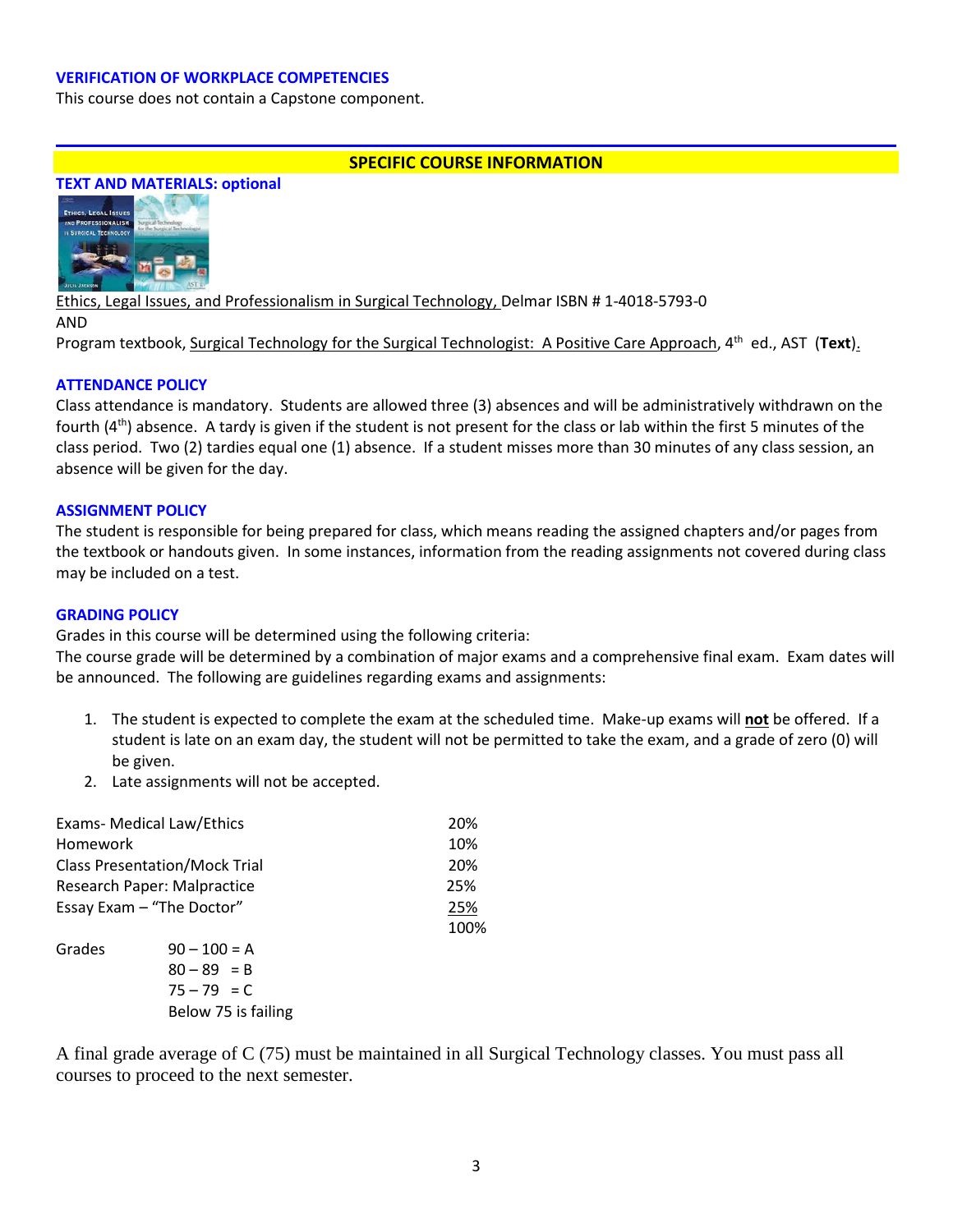### VERIFICATION OF WORKPLACE COMPETENCIES

This course does not contain a Capstone component.

## SPECIFIC COURSE INFORMATION

### TEXT AND MATERIALS: optional

Ethics, Legal Issues, and Professionalism in Surgical Technology, Delmar ISBN # 1-4018-5793-0

AND

Program textbook, Surgical Technology for the Surgical Technologist: A Positive Care Approach, 4th ed., AST (**Text**).

### ATTENDANCE POLICY

Class attendance is mandatory. Students are allowed three (3) absences and will be administratively withdrawn on the fourth (4th) absence. A tardy is given if the student is not present for the class or lab within the first 5 minutes of the class period. Two (2) tardies equal one (1) absence. If a student misses more than 30 minutes of any class session, an absence will be given for the day.

### ASSIGNMENT POLICY

The student is responsible for being prepared for class, which means reading the assigned chapters and/or pages from the textbook or handouts given. In some instances, information from the reading assignments not covered during class may be included on a test.

### GRADING POLICY

Grades in this course will be determined using the following criteria:

The course grade will be determined by a combination of major exams and a comprehensive final exam. Exam dates will be announced. The following are guidelines regarding exams and assignments:

1. The student is expected to complete the exam at the scheduled time. Make-up exams will **not** be offered. If a student is late on an exam day, the student will not be permitted to take the exam, and a grade of zero (0) will be given.
2. Late assignments will not be accepted.

| | |
|---|---|
| Exams- Medical Law/Ethics | 20% |
| Homework | 10% |
| Class Presentation/Mock Trial | 20% |
| Research Paper: Malpractice | 25% |
| Essay Exam – "The Doctor" | 25% |
| | 100% |

Grades
- 90 – 100 = A
- 80 – 89 = B
- 75 – 79 = C
- Below 75 is failing

A final grade average of C (75) must be maintained in all Surgical Technology classes. You must pass all courses to proceed to the next semester.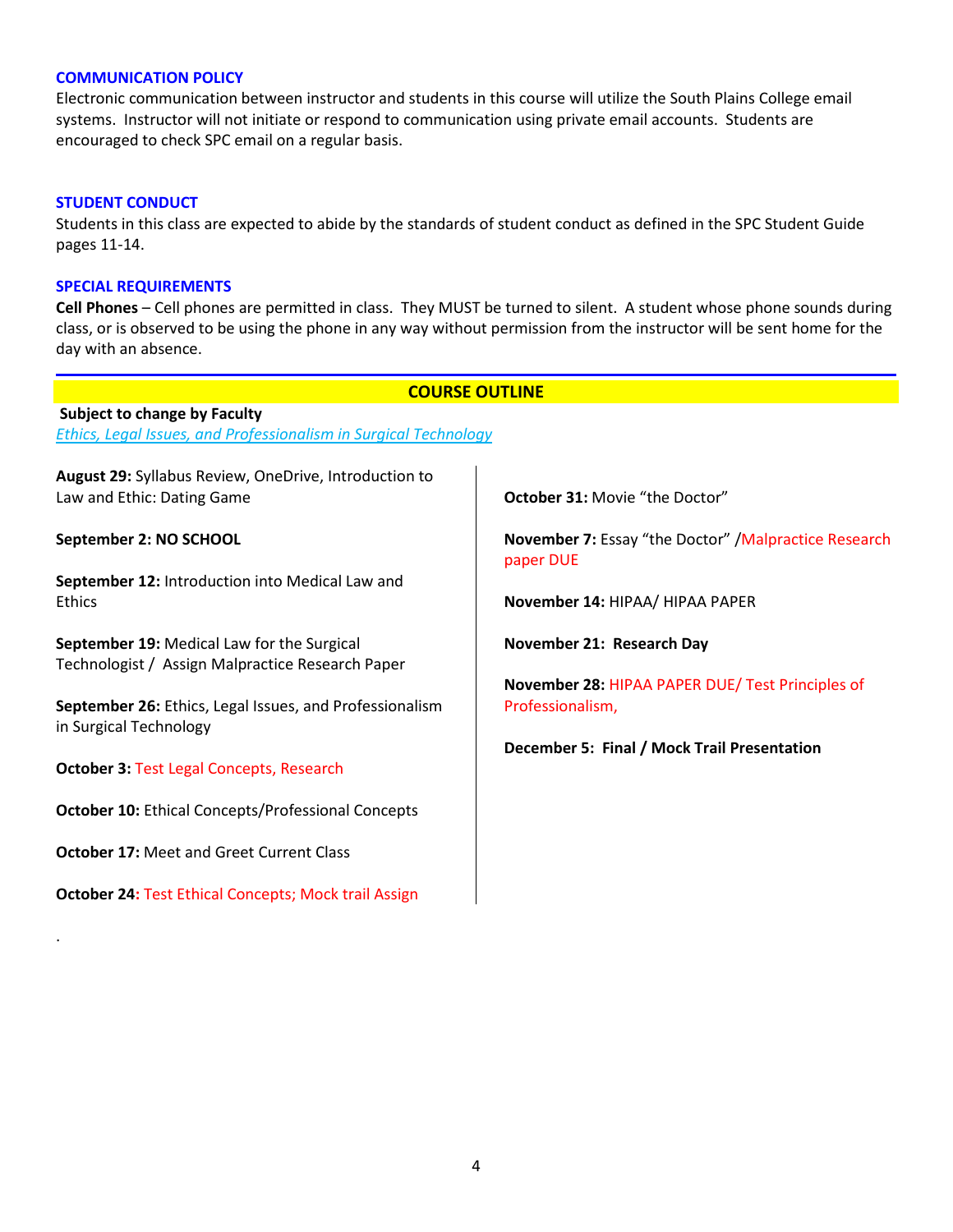## COMMUNICATION POLICY

Electronic communication between instructor and students in this course will utilize the South Plains College email systems. Instructor will not initiate or respond to communication using private email accounts. Students are encouraged to check SPC email on a regular basis.

## STUDENT CONDUCT

Students in this class are expected to abide by the standards of student conduct as defined in the SPC Student Guide pages 11-14.

## SPECIAL REQUIREMENTS

**Cell Phones** – Cell phones are permitted in class. They MUST be turned to silent. A student whose phone sounds during class, or is observed to be using the phone in any way without permission from the instructor will be sent home for the day with an absence.

## COURSE OUTLINE

**Subject to change by Faculty**

*Ethics, Legal Issues, and Professionalism in Surgical Technology*

**August 29:** Syllabus Review, OneDrive, Introduction to Law and Ethic: Dating Game

**September 2: NO SCHOOL**

**September 12:** Introduction into Medical Law and Ethics

**September 19:** Medical Law for the Surgical Technologist / Assign Malpractice Research Paper

**September 26:** Ethics, Legal Issues, and Professionalism in Surgical Technology

**October 3:** Test Legal Concepts, Research

**October 10:** Ethical Concepts/Professional Concepts

**October 17:** Meet and Greet Current Class

**October 24:** Test Ethical Concepts; Mock trail Assign

**October 31:** Movie “the Doctor”

**November 7:** Essay “the Doctor” /Malpractice Research paper DUE

**November 14:** HIPAA/ HIPAA PAPER

**November 21: Research Day**

**November 28:** HIPAA PAPER DUE/ Test Principles of Professionalism,

**December 5: Final / Mock Trail Presentation**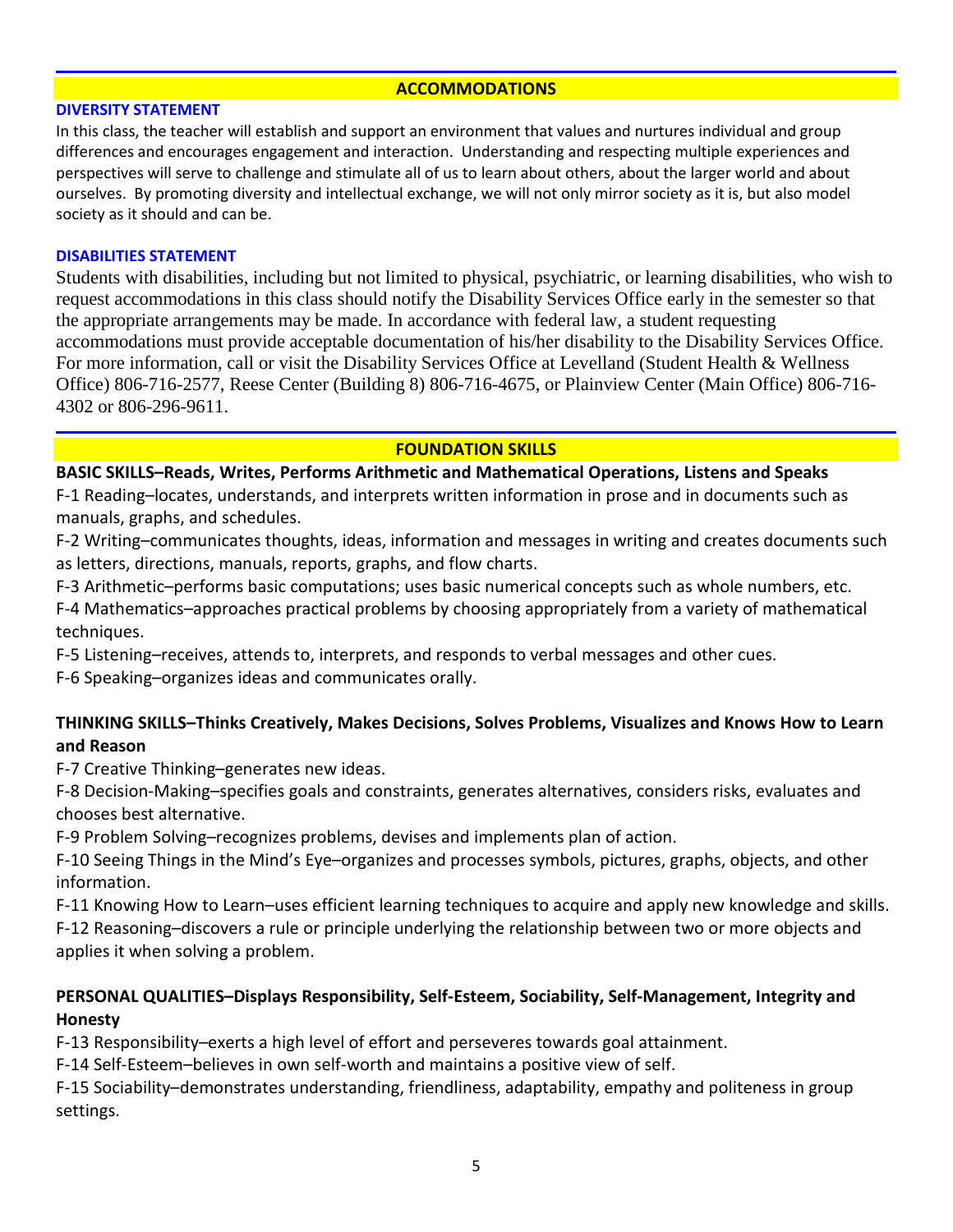## ACCOMMODATIONS

### DIVERSITY STATEMENT

In this class, the teacher will establish and support an environment that values and nurtures individual and group differences and encourages engagement and interaction. Understanding and respecting multiple experiences and perspectives will serve to challenge and stimulate all of us to learn about others, about the larger world and about ourselves. By promoting diversity and intellectual exchange, we will not only mirror society as it is, but also model society as it should and can be.

### DISABILITIES STATEMENT

Students with disabilities, including but not limited to physical, psychiatric, or learning disabilities, who wish to request accommodations in this class should notify the Disability Services Office early in the semester so that the appropriate arrangements may be made. In accordance with federal law, a student requesting accommodations must provide acceptable documentation of his/her disability to the Disability Services Office. For more information, call or visit the Disability Services Office at Levelland (Student Health & Wellness Office) 806-716-2577, Reese Center (Building 8) 806-716-4675, or Plainview Center (Main Office) 806-716-4302 or 806-296-9611.

## FOUNDATION SKILLS

**BASIC SKILLS–Reads, Writes, Performs Arithmetic and Mathematical Operations, Listens and Speaks**

F-1 Reading–locates, understands, and interprets written information in prose and in documents such as manuals, graphs, and schedules.

F-2 Writing–communicates thoughts, ideas, information and messages in writing and creates documents such as letters, directions, manuals, reports, graphs, and flow charts.

F-3 Arithmetic–performs basic computations; uses basic numerical concepts such as whole numbers, etc.

F-4 Mathematics–approaches practical problems by choosing appropriately from a variety of mathematical techniques.

F-5 Listening–receives, attends to, interprets, and responds to verbal messages and other cues.

F-6 Speaking–organizes ideas and communicates orally.

**THINKING SKILLS–Thinks Creatively, Makes Decisions, Solves Problems, Visualizes and Knows How to Learn and Reason**

F-7 Creative Thinking–generates new ideas.

F-8 Decision-Making–specifies goals and constraints, generates alternatives, considers risks, evaluates and chooses best alternative.

F-9 Problem Solving–recognizes problems, devises and implements plan of action.

F-10 Seeing Things in the Mind's Eye–organizes and processes symbols, pictures, graphs, objects, and other information.

F-11 Knowing How to Learn–uses efficient learning techniques to acquire and apply new knowledge and skills.

F-12 Reasoning–discovers a rule or principle underlying the relationship between two or more objects and applies it when solving a problem.

**PERSONAL QUALITIES–Displays Responsibility, Self-Esteem, Sociability, Self-Management, Integrity and Honesty**

F-13 Responsibility–exerts a high level of effort and perseveres towards goal attainment.

F-14 Self-Esteem–believes in own self-worth and maintains a positive view of self.

F-15 Sociability–demonstrates understanding, friendliness, adaptability, empathy and politeness in group settings.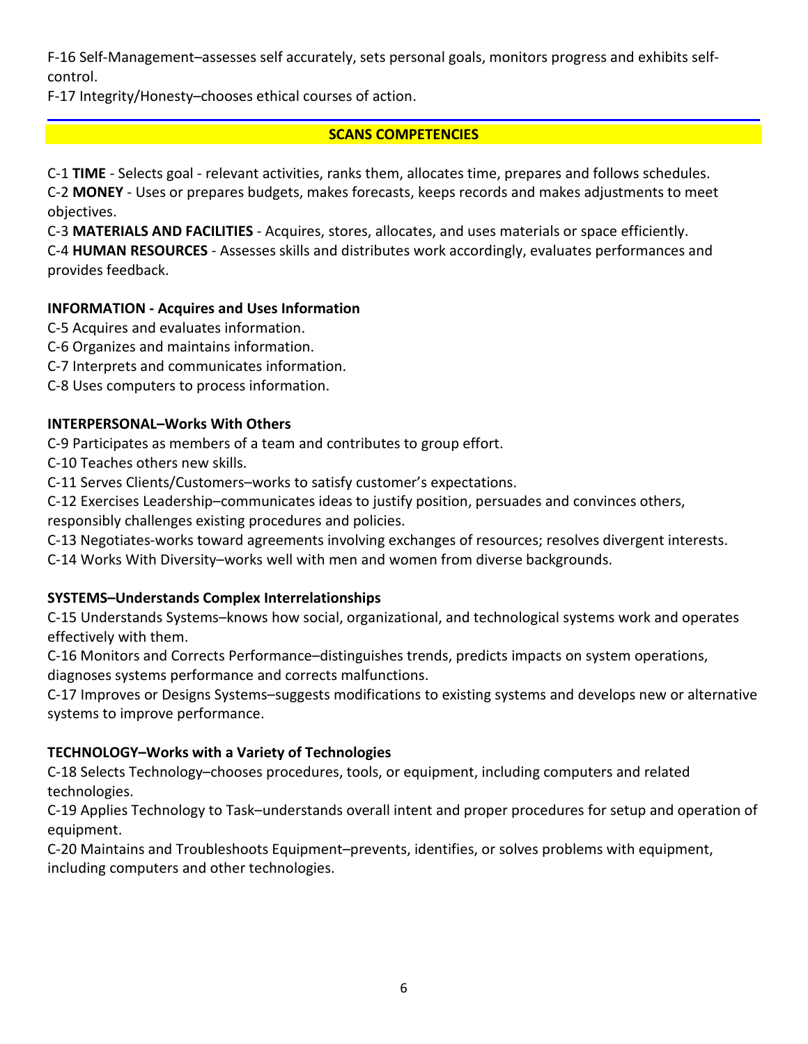F-16 Self-Management–assesses self accurately, sets personal goals, monitors progress and exhibits self-control.
F-17 Integrity/Honesty–chooses ethical courses of action.

## SCANS COMPETENCIES

C-1 **TIME** - Selects goal - relevant activities, ranks them, allocates time, prepares and follows schedules.
C-2 **MONEY** - Uses or prepares budgets, makes forecasts, keeps records and makes adjustments to meet objectives.
C-3 **MATERIALS AND FACILITIES** - Acquires, stores, allocates, and uses materials or space efficiently.
C-4 **HUMAN RESOURCES** - Assesses skills and distributes work accordingly, evaluates performances and provides feedback.

**INFORMATION - Acquires and Uses Information**
C-5 Acquires and evaluates information.
C-6 Organizes and maintains information.
C-7 Interprets and communicates information.
C-8 Uses computers to process information.

**INTERPERSONAL–Works With Others**
C-9 Participates as members of a team and contributes to group effort.
C-10 Teaches others new skills.
C-11 Serves Clients/Customers–works to satisfy customer's expectations.
C-12 Exercises Leadership–communicates ideas to justify position, persuades and convinces others, responsibly challenges existing procedures and policies.
C-13 Negotiates-works toward agreements involving exchanges of resources; resolves divergent interests.
C-14 Works With Diversity–works well with men and women from diverse backgrounds.

**SYSTEMS–Understands Complex Interrelationships**
C-15 Understands Systems–knows how social, organizational, and technological systems work and operates effectively with them.
C-16 Monitors and Corrects Performance–distinguishes trends, predicts impacts on system operations, diagnoses systems performance and corrects malfunctions.
C-17 Improves or Designs Systems–suggests modifications to existing systems and develops new or alternative systems to improve performance.

**TECHNOLOGY–Works with a Variety of Technologies**
C-18 Selects Technology–chooses procedures, tools, or equipment, including computers and related technologies.
C-19 Applies Technology to Task–understands overall intent and proper procedures for setup and operation of equipment.
C-20 Maintains and Troubleshoots Equipment–prevents, identifies, or solves problems with equipment, including computers and other technologies.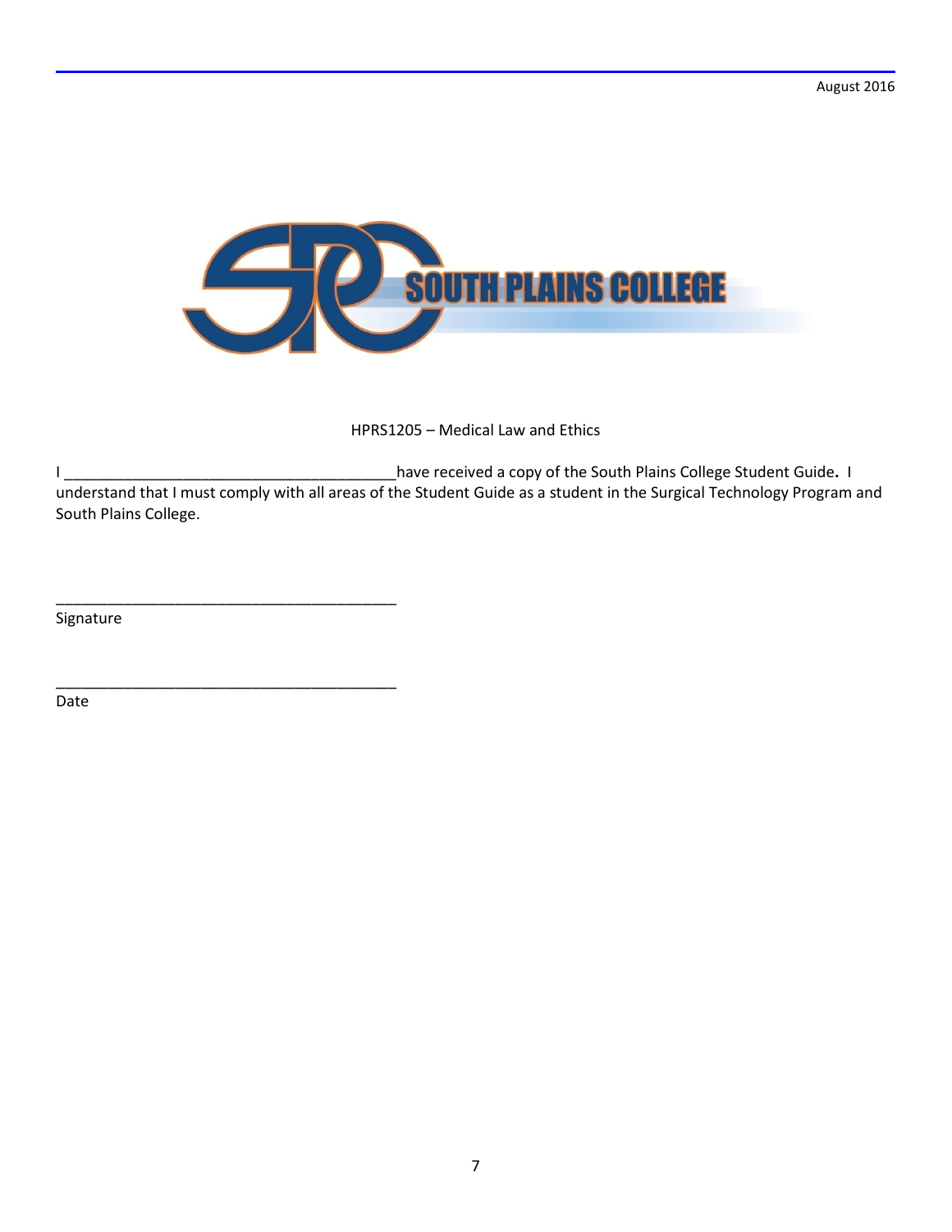HPRS1205 – Medical Law and Ethics

I ________________________________________have received a copy of the South Plains College Student Guide**.** I understand that I must comply with all areas of the Student Guide as a student in the Surgical Technology Program and South Plains College.

________________________________________
Signature

________________________________________
Date